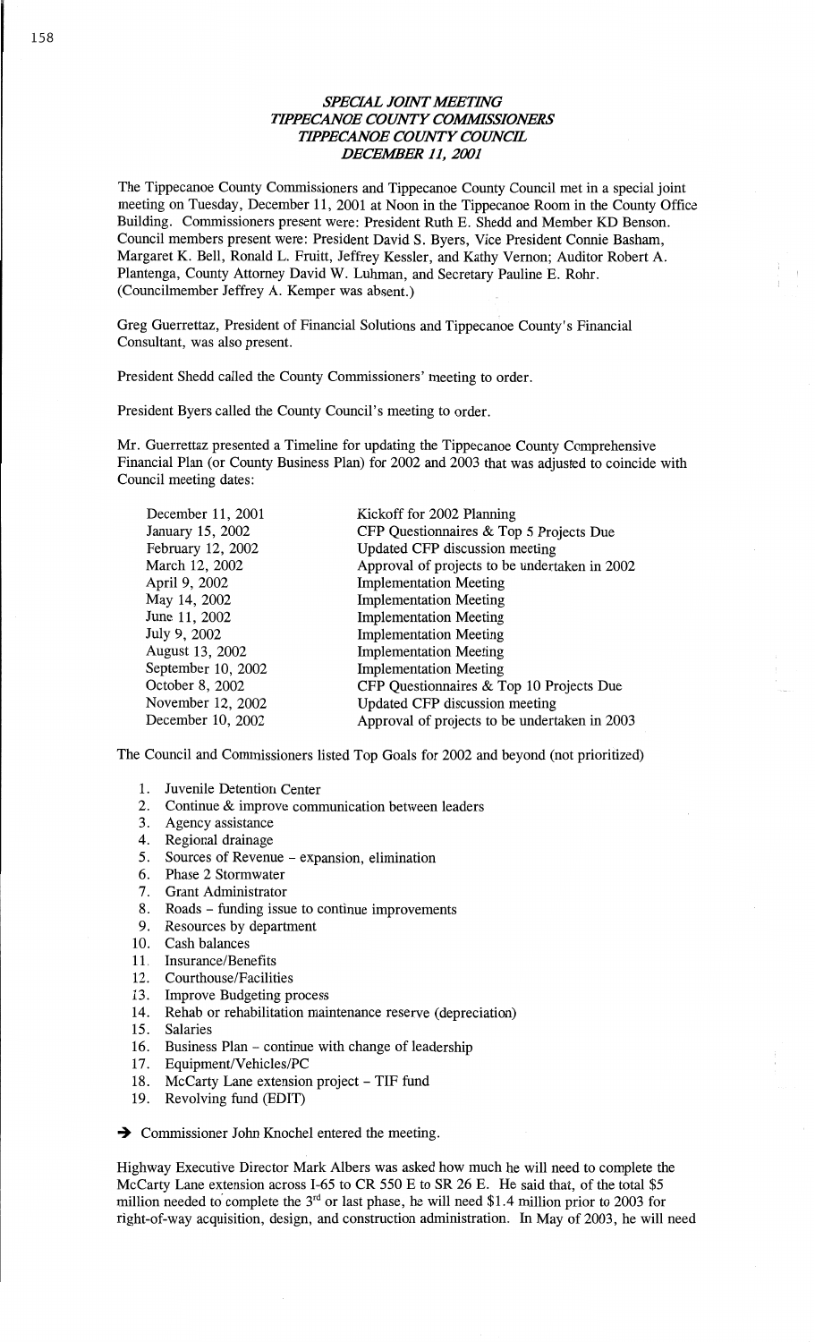# *SPECIAL JOINT MEETING*
# *TIPPECANOE COUNTY COMMISSIONERS*
# *TIPPECANOE COUNTY COUNCIL*
# *DECEMBER 11, 2001*

The Tippecanoe County Commissioners and Tippecanoe County Council met in a special joint meeting on Tuesday, December 11, 2001 at Noon in the Tippecanoe Room in the County Office Building. Commissioners present were: President Ruth E. Shedd and Member KD Benson. Council members present were: President David S. Byers, Vice President Connie Basham, Margaret K. Bell, Ronald L. Fruitt, Jeffrey Kessler, and Kathy Vernon; Auditor Robert A. Plantenga, County Attorney David W. Luhman, and Secretary Pauline E. Rohr. (Councilmember Jeffrey A. Kemper was absent.)

Greg Guerrettaz, President of Financial Solutions and Tippecanoe County's Financial Consultant, was also present.

President Shedd called the County Commissioners' meeting to order.

President Byers called the County Council's meeting to order.

Mr. Guerrettaz presented a Timeline for updating the Tippecanoe County Comprehensive Financial Plan (or County Business Plan) for 2002 and 2003 that was adjusted to coincide with Council meeting dates:

| | |
|---|---|
| December 11, 2001 | Kickoff for 2002 Planning |
| January 15, 2002 | CFP Questionnaires & Top 5 Projects Due |
| February 12, 2002 | Updated CFP discussion meeting |
| March 12, 2002 | Approval of projects to be undertaken in 2002 |
| April 9, 2002 | Implementation Meeting |
| May 14, 2002 | Implementation Meeting |
| June 11, 2002 | Implementation Meeting |
| July 9, 2002 | Implementation Meeting |
| August 13, 2002 | Implementation Meeting |
| September 10, 2002 | Implementation Meeting |
| October 8, 2002 | CFP Questionnaires & Top 10 Projects Due |
| November 12, 2002 | Updated CFP discussion meeting |
| December 10, 2002 | Approval of projects to be undertaken in 2003 |

The Council and Commissioners listed Top Goals for 2002 and beyond (not prioritized)

1. Juvenile Detention Center
2. Continue & improve communication between leaders
3. Agency assistance
4. Regional drainage
5. Sources of Revenue – expansion, elimination
6. Phase 2 Stormwater
7. Grant Administrator
8. Roads – funding issue to continue improvements
9. Resources by department
10. Cash balances
11. Insurance/Benefits
12. Courthouse/Facilities
13. Improve Budgeting process
14. Rehab or rehabilitation maintenance reserve (depreciation)
15. Salaries
16. Business Plan – continue with change of leadership
17. Equipment/Vehicles/PC
18. McCarty Lane extension project – TIF fund
19. Revolving fund (EDIT)

→ Commissioner John Knochel entered the meeting.

Highway Executive Director Mark Albers was asked how much he will need to complete the McCarty Lane extension across I-65 to CR 550 E to SR 26 E. He said that, of the total $5 million needed to complete the 3rd or last phase, he will need $1.4 million prior to 2003 for right-of-way acquisition, design, and construction administration. In May of 2003, he will need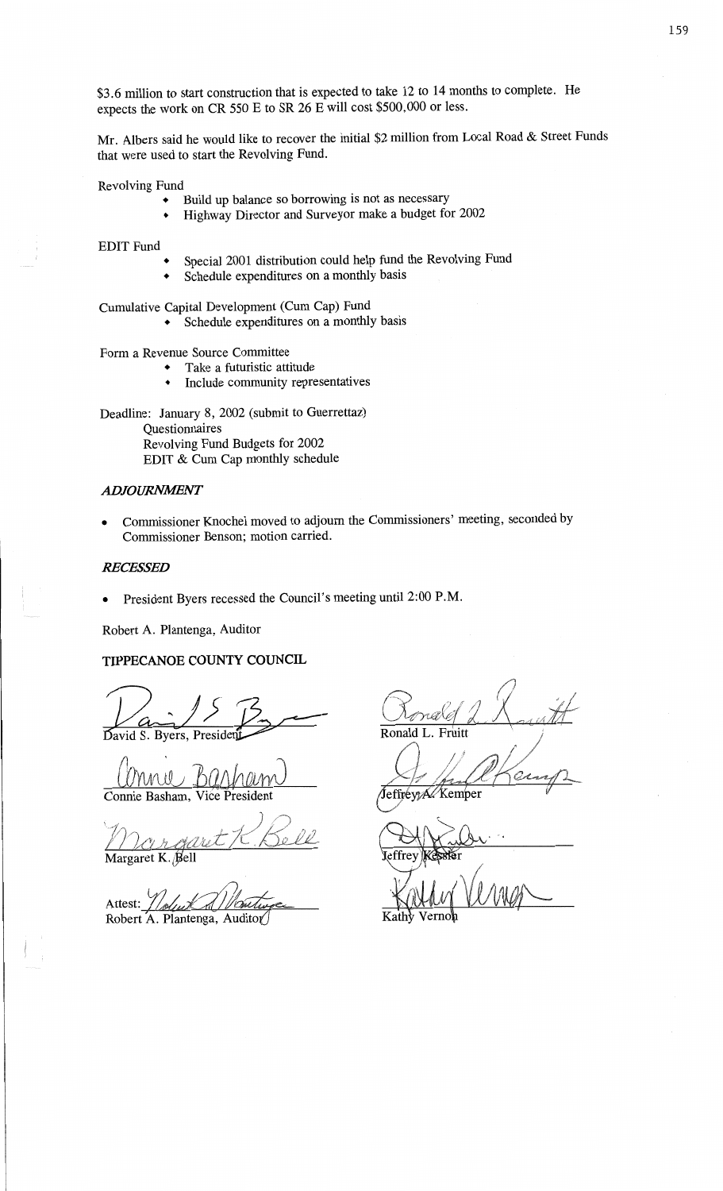$3.6 million to start construction that is expected to take 12 to 14 months to complete. He expects the work on CR 550 E to SR 26 E will cost $500,000 or less.

Mr. Albers said he would like to recover the initial $2 million from Local Road & Street Funds that were used to start the Revolving Fund.

Revolving Fund

- Build up balance so borrowing is not as necessary
- Highway Director and Surveyor make a budget for 2002

EDIT Fund

- Special 2001 distribution could help fund the Revolving Fund
- Schedule expenditures on a monthly basis

Cumulative Capital Development (Cum Cap) Fund

- Schedule expenditures on a monthly basis

Form a Revenue Source Committee

- Take a futuristic attitude
- Include community representatives

Deadline: January 8, 2002 (submit to Guerrettaz)
Questionnaires
Revolving Fund Budgets for 2002
EDIT & Cum Cap monthly schedule

### *ADJOURNMENT*

- Commissioner Knochel moved to adjourn the Commissioners' meeting, seconded by Commissioner Benson; motion carried.

### *RECESSED*

- President Byers recessed the Council's meeting until 2:00 P.M.

Robert A. Plantenga, Auditor

**TIPPECANOE COUNTY COUNCIL**

| | |
|---|---|
| David S. Byers, President | Ronald L. Fruitt |
| Connie Basham, Vice President | Jeffrey A. Kemper |
| Margaret K. Bell | Jeffrey Kessler |
| Attest: Robert A. Plantenga, Auditor | Kathy Vernon |